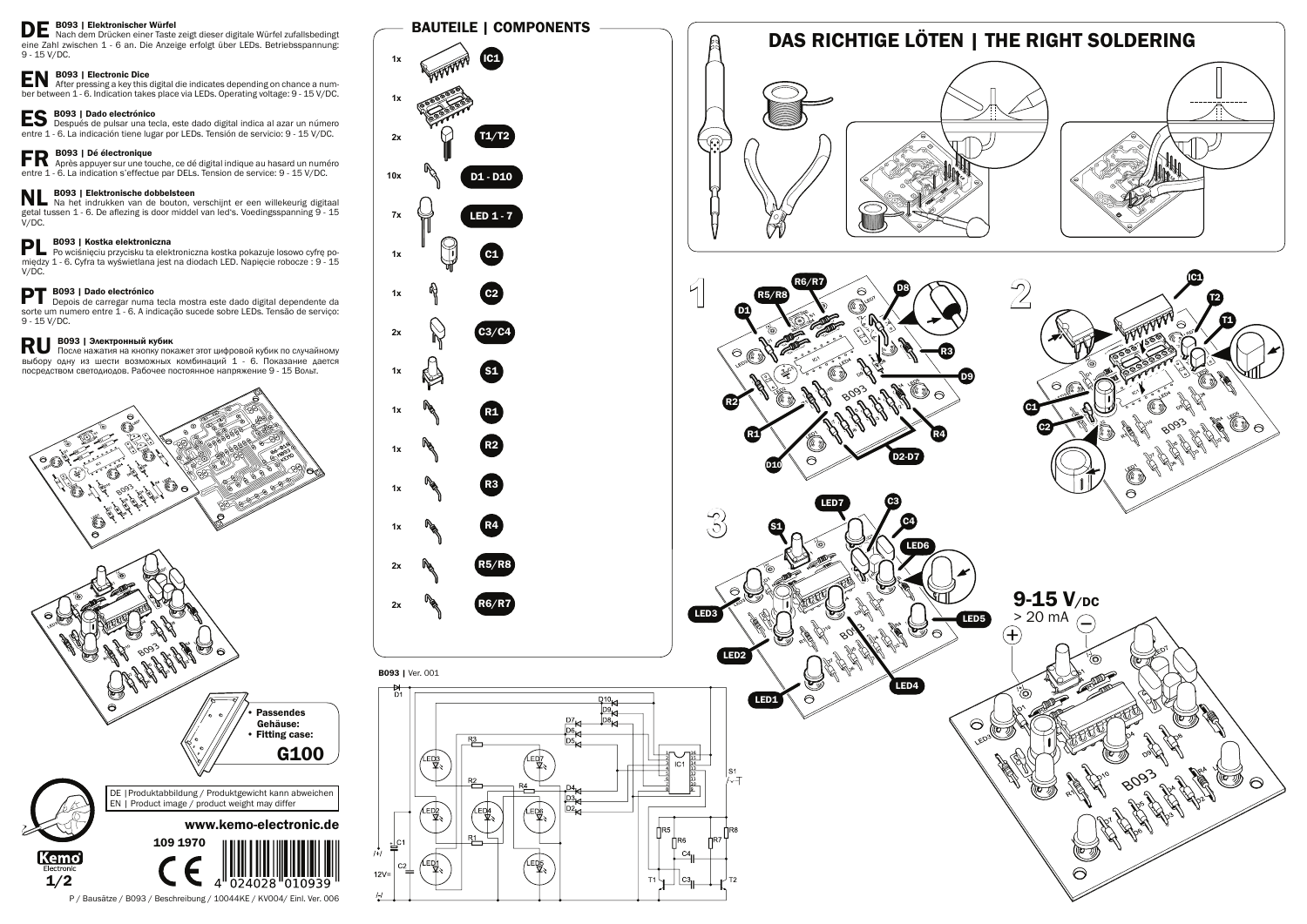## DE B093 | Elektronischer Würfel

Nach dem Drücken einer Taste zeigt dieser digitale Würfel zufallsbedingt eine Zahl zwischen 1 - 6 an. Die Anzeige erfolgt über LEDs. Betriebsspannung: 9 - 15 V/DC.

## EN B093 | Electronic Dice

After pressing a key this digital die indicates depending on chance a number between 1 - 6. Indication takes place via LEDs. Operating voltage: 9 - 15 V/DC.

## ES B093 | Dado electrónico

Después de pulsar una tecla, este dado digital indica al azar un número entre 1 - 6. La indicación tiene lugar por LEDs. Tensión de servicio: 9 - 15 V/DC.

## FR B093 | Dé électronique

Après appuyer sur une touche, ce dé digital indique au hasard un numéro entre 1 - 6. La indication s'effectue par DELs. Tension de service: 9 - 15 V/DC.

## NL B093 | Elektronische dobbelsteen

Na het indrukken van de bouton, verschijnt er een willekeurig digitaal getal tussen 1 - 6. De aflezing is door middel van led's. Voedingsspanning 9 - 15 V/DC.

## PL B093 | Kostka elektroniczna

Po wciśnięciu przycisku ta elektroniczna kostka pokazuje losowo cyfrę pomiędzy 1 - 6. Cyfra ta wyświetlana jest na diodach LED. Napięcie robocze : 9 - 15 V/DC.

## PT B093 | Dado electrónico

Depois de carregar numa tecla mostra este dado digital dependente da sorte um numero entre 1 - 6. A indicação sucede sobre LEDs. Tensão de serviço: 9 - 15 V/DC.

## RU B093 | Электронный кубик

После нажатия на кнопку покажет этот цифровой кубик по случайному выбору одну из шести возможных комбинаций 1 - 6. Показание дается посредством светодиодов. Рабочее постоянное напряжение 9 - 15 Вольт.

- **Passendes Gehäuse:**
- **Fitting case:**

**G100**

DE | Produktabbildung / Produktgewicht kann abweichen
EN | Product image / product weight may differ

**www.kemo-electronic.de**

109 1970

4 024028 010939

P / Bausätze / B093 / Beschreibung / 10044KE / KV004/ Einl. Ver. 006

## BAUTEILE | COMPONENTS

| Qty | Component |
|---|---|
| 1x | IC1 |
| 1x | (IC socket) |
| 2x | T1/T2 |
| 10x | D1 - D10 |
| 7x | LED 1 - 7 |
| 1x | C1 |
| 1x | C2 |
| 2x | C3/C4 |
| 1x | S1 |
| 1x | R1 |
| 1x | R2 |
| 1x | R3 |
| 1x | R4 |
| 2x | R5/R8 |
| 2x | R6/R7 |

**B093** | Ver. 001

## DAS RICHTIGE LÖTEN | THE RIGHT SOLDERING

**9-15 V/DC**
> 20 mA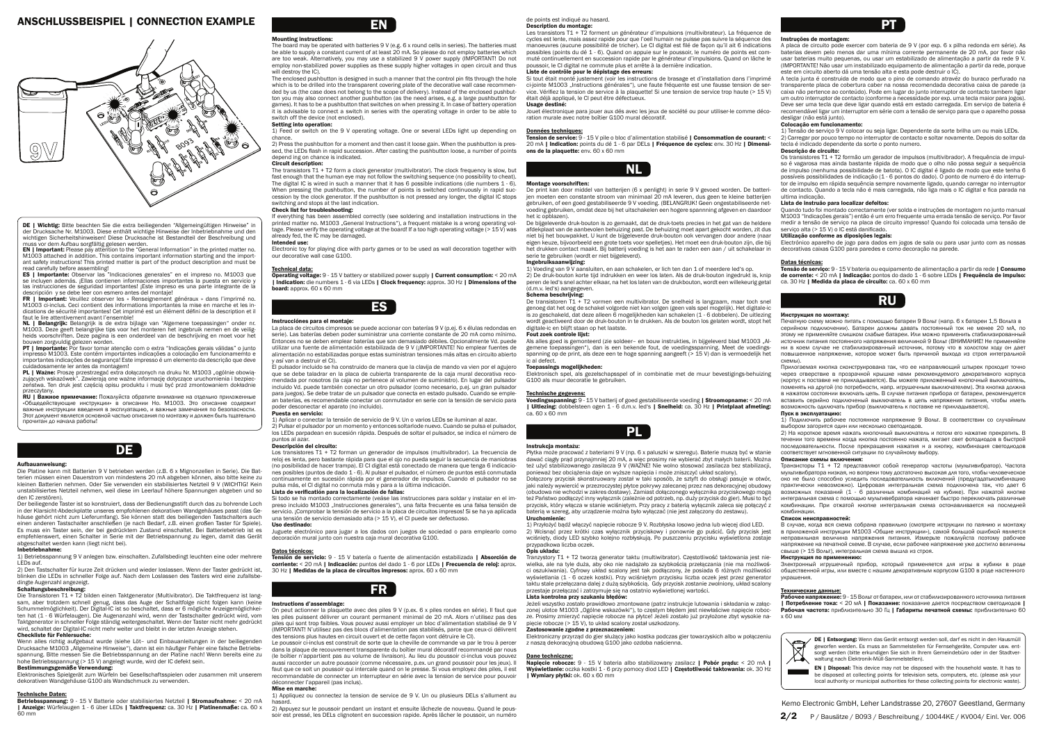# ANSCHLUSSBEISPIEL | CONNECTION EXAMPLE

**DE | Wichtig:** Bitte beachten Sie die extra beiliegenden "Allgemeingültigen Hinweise" in der Drucksache Nr. M1003. Diese enthält wichtige Hinweise der Inbetriebnahme und den wichtigen Sicherheitshinweisen! Diese Drucksache ist Bestandteil der Beschreibung und muss vor dem Aufbau sorgfältig gelesen werden.

**EN | Important:** Please pay attention to the "General Information" in the printed matter no. M1003 attached in addition. This contains important information starting and the important safety instructions! This printed matter is part of the product description and must be read carefully before assembling!

**ES | Importante:** Observar las "Indicaciones generales" en el impreso no. M1003 que se incluye además. ¡Ellas contienen informaciones importantes la puesta en servicio y las instrucciones de seguridad importantes! ¡Este impreso es una parte integrante de la descripción y se debe leer con esmero antes del montaje!

**FR | Important:** Veuillez observer les « Renseignement généraux » dans l'imprimé no. M1003 ci-inclus. Ceci contient des informations importantes la mise en marche et les indications de sécurité importantes! Cet imprimé est un élément défini de la description et il faut le lire attentivement avant l'ensemble!

**NL | Belangrijk:** Belangrijk is de extra bijlage van "Algemene toepassingen" onder nr. M1003. Deze geeft belangrijke tips voor het monteren het ingebruik nemen en de veiligheids voorschriften. Deze pagina is een onderdeel van de beschrijving en moet voor het bouwen zorgvuldig gelezen worden.

**PT | Importante:** Por favor tomar atenção com o extra "Indicações gerais válidas" o junto impresso M1003. Este contém importantes indicações a colocação em funcionamento e importantes indicações de segurança! Este impresso é um elemento da descrição que deve cuidadosamente ler antes da montagem!

**PL | Ważne:** Proszę przestrzegać extra dołączonych na druku Nr. M1003 „ogólnie obowiązujących wskazówek". Zawierają one ważne informacje dotyczące uruchomienia i bezpieczeństwa. Ten druk jest częścią opisu produktu i musi być przed zmontowaniem dokładnie przeczytany.

**RU | Важное примечание:** Пожалуйста обратите внимание на отдельно приложенные «Общедействующие инструкции» в описании Но. M1003. Это описание содержит важные инструкции введения в эксплуатацию, и важные замечания по безопасности. Этот документ является основной частью описания по монтажу и должен быть тщательно прочитан до начала работы!

## DE

### Aufbauanweisung:
Die Platine kann mit Batterien 9 V betrieben werden (z.B. 6 x Mignonzellen in Serie). Die Batterien müssen einen Dauerstrom von mindestens 20 mA abgeben können, also bitte keine zu kleinen Batterien nehmen. Oder Sie verwenden ein stabilisiertes Netzteil 9 V (WICHTIG! Kein unstabilisiertes Netzteil nehmen, weil diese im Leerlauf höhere Spannungen abgeben und so den IC zerstören).

Der beiliegende Taster ist so konstruiert, dass der Bedienungsstift durch das zu bohrende Loch in der Klarsicht-Abdeckplatte unseres empfohlenen dekorativen Wandgehäuses passt (das Gehäuse gehört nicht zum Lieferumfang). Sie können statt des beiliegenden Tastschalters auch einen anderen Tastschalter anschließen (je nach Bedarf, z.B. einen großen Taster für Spiele). Es muss ein Taster sein, der bei gedrücktem Zustand einschaltet. Bei Batteriebetrieb ist es empfehlenswert, einen Schalter in Serie mit der Betriebsspannung zu legen, damit das Gerät abgeschaltet werden kann (liegt nicht bei).

### Inbetriebnahme:
1) Betriebsspannung 9 V anlegen bzw. einschalten. Zufallsbedingt leuchten eine oder mehrere LEDs auf.

2) Den Tastschalter für kurze Zeit drücken und wieder loslassen. Wenn der Taster gedrückt ist, blinken die LEDs in schneller Folge auf. Nach dem Loslassen des Tasters wird eine zufallsbedingte Augenzahl angezeigt.

### Schaltungsbeschreibung:
Die Transistoren T1 + T2 bilden einen Taktgenerator (Multivibrator). Die Taktfrequenz ist langsam, aber trotzdem schnell genug, dass das Auge der Schaltfolge nicht folgen kann (keine Schummelmöglichkeit). Der Digital-IC ist so beschaltet, dass er 6 mögliche Anzeigemöglichkeiten hat (1 - 6 Würfelaugen). Die Augenanzahl wird, wenn der Tastschalter gedrückt wird, vom Taktgenerator in schneller Folge ständig weitergeschaltet. Wenn der Taster nicht mehr gedrückt wird, schaltet der Digital-IC nicht mehr weiter und bleibt in der letzten Anzeige stehen.

### Checkliste für Fehlersuche:
Wenn alles richtig aufgebaut wurde (siehe Löt- und Einbauanleitungen in der beiliegenden Drucksache M1003 „Allgemeine Hinweise"), dann ist ein häufiger Fehler eine falsche Betriebsspannung. Bitte messen Sie die Betriebsspannung an der Platine nach! Wenn bereits eine zu hohe Betriebsspannung (> 15 V) angelegt wurde, wird der IC defekt sein.

### Bestimmungsgemäße Verwendung:
Elektronisches Spielgerät zum Würfeln bei Gesellschaftsspielen oder zusammen mit unserem dekorativen Wandgehäuse G100 als Wandschmuck zu verwenden.

### Technische Daten:
**Betriebsspannung:** 9 - 15 V Batterie oder stabilisiertes Netzteil **| Stromaufnahme:** < 20 mA **| Anzeige:** Würfelaugen 1 - 6 über LEDs **| Taktfrequenz:** ca. 30 Hz **| Platinenmaße:** ca. 60 x 60 mm

## EN

### Mounting instructions:
The board may be operated with batteries 9 V (e.g. 6 x round cells in series). The batteries must be able to supply a constant current of at least 20 mA. So please do not employ batteries which are too weak. Alternatively, you may use a stabilized 9 V power supply (IMPORTANT! Do not employ non-stabilized power supplies as these supply higher voltages in open circuit and thus will destroy the IC).

The enclosed pushbutton is designed in such a manner that the control pin fits through the hole which is to be drilled into the transparent covering plate of the decorative wall case recommended by us (the case does not belong to the scope of delivery). Instead of the enclosed pushbutton you may also connect another pushbutton (as the need arises, e.g. a large pushbutton for games). It has to be a pushbutton that switches on when pressing it. In case of battery operation it is advisable to connect a switch in series with the operating voltage in order to be able to switch off the device (not enclosed).

### Setting into operation:
1) Feed or switch on the 9 V operating voltage. One or several LEDs light up depending on chance.

2) Press the pushbutton for a moment and then cast it loose gain. When the pushbutton is pressed, the LEDs flash in rapid succession. After casting the pushbutton loose, a number of points depend ing on chance is indicated.

### Circuit description:
The transistors T1 + T2 form a clock generator (multivibrator). The clock frequency is slow, but fast enough that the human eye may not follow the switching sequence (no possibility to cheat). The digital IC is wired in such a manner that it has 6 possible indications (die numbers 1 - 6). When pressing the pushbutton, the number of points is switched continuously in rapid succession by the clock generator. If the pushbutton is not pressed any longer, the digital IC stops switching and stops at the last indication.

### Check list for troubleshooting:
If everything has been assembled correctly (see soldering and installation instructions in the printed matter no. M1003 „General Instructions"), a frequent mistake is a wrong operating voltage. Please verify the operating voltage at the board! If a too high operating voltage (> 15 V) was already fed, the IC may be damaged.

### Intended use:
Electronic toy for playing dice with party games or to be used as wall decoration together with our decorative wall case G100.

### Technical data:
**Operating voltage:** 9 - 15 V battery or stabilized power supply **| Current consumption:** < 20 mA **| Indication:** die numbers 1 - 6 via LEDs **| Clock frequency:** approx. 30 Hz **| Dimensions of the board:** approx. 60 x 60 mm

## ES

### Instrucciones para el montaje:
La placa de circuitos impresos se puede accionar con baterías 9 V (p.ej. 6 x élulas redondas en serie). Las baterías deben poder suministrar una corriente constante de 20 mA como mínimo. Entonces no se deben emplear baterías que son demasiado débiles. Opcionalmente Vd. puede utilizar una fuente de alimentación estabilizada de 9 V (¡IMPORTANTE! No emplear fuentes de alimentación no estabilizadas porque estas suministran tensiones más altas en circuito abierto y así van a destruir el C.I).

El pulsador incluido se ha construido de manera que la clavija de mando va vien por el agujero que se debe taladrar en la placa de cubierta transparente de la caja mural decorativa recomendada por nosotros (la caja no pertenece al volumen de suministro). En lugar del pulsador incluido Vd. puede también conectar un otro pulsador (como necesario, p.ej. un gran pulsador para juegos). Se debe tratar de un pulsador que conecta en estado pulsado. Cuando se emplean baterías, es recomendable conectar un conmutador en serie con la tensión de servicio para poder desconectar el aparato (no incluido).

### Puesta en servicio:
1) Aplicar o conectar la tensión de servicio de 9 V. Un o varios LEDs se iluminan al azar.

2) Pulsar el pulsador por un momento y entonces soltarlode nuevo. Cuando se pulsa el pulsador, los LEDs parpadean en sucesión rápida. Después de soltar el pulsador, se indica el número de puntos al azar.

### Descripción del circuito:
Los transistores T1 + T2 forman un generador de impulsos (multivibrador). La frecuencia de reloj es lenta, pero bastante rápida para que el ojo no pueda seguir la secuencia de maniobras (no posibilidad de hacer trampa). El CI digital está conectado de manera que tenga 6 indicaciones posibles (puntos de dado 1 - 6). Al pulsar el pulsador, el número de puntos está conmutada continuamente en sucesión rápida por el generador de impulsos. Cuando el pulsador no se pulsa más, el CI digital no conmuta más y para a la última indicación.

### Lista de verificación para la localización de fallas:
Si todo se ha montado correctamente (véase las instrucciones para soldar y instalar en el impreso incluido M1003 „Instrucciones generales"), una falla frecuente es una falsa tensión de servicio. ¡Comprobar la tensión de servicio a la placa de circuitos impresos! Si se ha ya aplicada una tensión de servicio demasiado alta (> 15 V), el CI puede ser defectuoso.

### Uso destinado:
Juguete electrónico para jugar a los dados con juegos de sociedad o para emplearlo como decoración mural junto con nuestra caja mural decorativa G100.

### Datos técnicos:
**Tensión de servicio:** 9 - 15 V batería o fuente de alimentación estabilizada **| Absorción de corriente:** < 20 mA **| Indicación:** puntos del dado 1 - 6 por LEDs **| Frecuencia de reloj:** aprox. 30 Hz **| Medidas de la placa de circuitos impresos:** aprox. 60 x 60 mm

## FR

### Instructions d'assemblage:
On peut actionner la plaquette avec des piles 9 V (p.ex. 6 x piles rondes en série). Il faut que les piles puissent délivrer un courant permanent minimal de 20 mA. Alors n'utilisez pas des piles qui sont trop faibles. Vous pouvez aussi employer un bloc d'alimentation stabilisé de 9 V (IMPORTANT! N'utilisez pas des blocs d'alimentation pas stabilisés, parce que ceux-ci délivrent des tensions plus hautes en circuit ouvert et de cette façon vont détruire le CI).

Le poussoir ci-inclus est construit de sorte que la cheville de commande va par le trou à percer dans la plaque de recouvrement transparente du boîtier mural décoratif recommandé par nous (le boîtier n'appartient pas au volume de livraison). Au lieu du poussoir ci-inclus vous pouvez aussi raccorder un autre poussoir (comme nécessaire, p.ex. un grand poussoir pour les jeux). Il faut que ce soit un poussoir qui intercale quand on le presse. Si vous employez des piles, il est recommandable de connecter un interrupteur en série avec la tension de service pour pouvoir déconnecter l'appareil (pas inclus).

### Mise en marche:
1) Appliquez ou connectez la tension de service de 9 V. Un ou plusieurs DELs s'allument au hasard.

2) Appuyez sur le poussoir pendant un instant et ensuite lâchezle de nouveau. Quand le poussoir est pressé, les DELs clignotent en succession rapide. Après lâcher le poussoir, un numéro de points est indiqué au hasard.

### Description du montage:
Les transistors T1 + T2 forment un générateur d'impulsions (multivibrateur). La fréquence de cycles est lente, mais assez rapide pour que l'oeil humain ne puisse pas suivre la séquence des manoeuvres (aucune possibilité de tricher). Le CI digital est filé de façon qu'il ait 6 indications possibles (points du dé 1 - 6). Quand on appuie sur le poussoir, le numéro de points est commuté continuellement en succession rapide par le générateur d'impulsions. Quand on lâche le poussoir, le CI digital ne commute plus et arrête à la dernière indication.

### Liste de contrôle pour le dépistage des erreurs:
Si tout était monté justement (voir les instructions de brasage et d'installation dans l'imprimé ci-jointe M1003 „Instructions générales"), une faute fréquente est une fausse tension de service. Vérifiez la tension de service à la plaquette! Si une tension de service trop haute (> 15 V) était déjà appliqué, le CI peut être défectueux.

### Usage destiné:
Jouet électronique para jouer aux dés avec les jeux de société ou pour utiliser-le comme décoration murale avec notre boîtier G100 mural décoratif.

### Données techniques:
**Tension de service:** 9 - 15 V pile o bloc d'alimentation stabilisé **| Consommation de courant:** < 20 mA **| Indication:** points du dé 1 - 6 par DELs **| Fréquence de cycles:** env. 30 Hz **| Dimensions de la plaquette:** env. 60 x 60 mm

## NL

### Montage voorschriften:
De print kan door middel van batterijen (6 x penlight) in serie 9 V gevoed worden. De batterijen moeten een constante stroom van minimaal 20 mA leveren, dus geen te kleine batterijen gebruiken, of een goed gestabiliseerde 9 V voeding. (BELANGRIJK! Geen ongestabiliseerde netvoeding gebruiken, omdat deze bij het uitschakelen een hogere spanning afgeven en daardoor het ic ophlazen).

De bijgeleverde druk-bouton is zo gemaakt, dat de druk-toets precies in het gat van de heldere afdekplaat van de aanbevolen behuizing past. De behuizing moet apart gekocht worden, zit dus niet bij het bouwpakket. U kunt de bijgeleverde druk-bouton ook vervangen door andere (naar eigen keuze, bijvoorbeeld een grote toets voor spelletjes). Het moet een druk-bouton zijn, die bij het drukken contact maakt. Bij batterij voeding is het aan te raden een aan / uit schakelaar in serie te gebruiken (wordt er niet bijgeleverd).

### Ingebruiksaanwijzing:
1) Voeding van 9 V aansluiten, en aan schakelen, er lich ten dan 1 of meerdere led's op.

2) De druk-bouton korte tijd indrukken en weer los laten. Als de druk-bouton ingedrukt is, knip peren de led's snel achter elkaar, na het los laten van de drukbouton, wordt een willekeurig getal (d.m.v. led's) aangegeven.

### Schema beschrijving:
De transistoren T1 + T2 vormen een multivibrator. De snelheid is langzaam, maar toch snel genoeg dat het oog de schakel volgorde niet kan volgen (geen vals spel mogelijk). Het digitale-ic is zo geschakeld, dat deze alleen 6 mogelijkheden kan schakelen (1 - 6 dobbelen). De uitlezing wordt geactiveerd door de druk-bouton in te drukken. Als de bouton los gelaten wordt, stopt het digitale-ic en blijft staan op het laatste.

### Fout zoek controle lijst:
Als alles goed is gemonteerd (zie soldeer– en bouw instrukties, in bijgeleverd blad M1003 „Algemene toepassingen"), dan is een bekende fout, de voedingsspanning. Meet de voedingsspanning op de print, als deze een te hoge spanning aangeeft (> 15 V) dan is vermoedelijk het ic al defect.

### Toepassings mogelijkheden:
Elektronisch spel, als gezelschapsspel of in combinatie met de muur bevestigings-behuizing G100 als muur decoratie te gebruiken.

### Technische gegevens:
**Voedingsspanning:** 9 - 15 V batterij of goed gestabiliseerde voeding **| Stroomopname:** < 20 mA **| Uitlezing:** dobbelsteen ogen 1 - 6 d.m.v. led's **| Snelheid:** ca. 30 Hz **| Printplaat afmeting:** ca. 60 x 60 mm

## PL

### Instrukcja montażu:
Płytka może pracować z bateriami 9 V (np. 6 x paluszki w szeregu). Baterie muszą być w stanie dawać ciągły prąd przynajmniej 20 mA, a więc prosimy nie wybierać zbyt małych baterii. Można też użyć stabilizowanego zasilacza 9 V (WAŻNE! Nie wolno stosować zasilacza bez stabilizacji, ponieważ bez obciążenia daje on wyższe napięcia i może zniszczyć układ scalony).

Dołączony przycisk skonstruowany został w taki sposób, że sztyft do obsługi pasuje w otwór, jaki należy wywiercić w przezroczystej płytce pokrywy zalecanej przez nas dekoracyjnej obudowy (obudowa nie wchodzi w zakres dostawy). Zamiast dołączonego wyłącznika przyciskowego mogą też Państwo podłączyć inny wyłącznik (zależnie od potrzeb, np. duży przycisk do gier). Musi to być przycisk, który włącza w stanie wciśniętym. Przy pracy z baterią wyłącznik zaleca się połączyć z baterią w szereg, aby urządzenie można było wyłączać (nie jest załączony do zestawu).

### Uruchomienie:
1) Przyłożyć bądź włączyć napięcie robocze 9 V. Rozbłyska losowo jedna lub więcej diod LED.

2) Wcisnąć przez krótki czas wyłącznik przyciskowy i ponownie go puścić. Gdy przycisk jest wciśnięty, diody LED szybko kolejno rozbłyskują. Po puszczeniu przycisku wyświetlona zostaje przypadkowa liczba oczek.

### Opis układu:
Tranzystory T1 + T2 tworzą generator taktu (multiwibrator). Częstotliwość taktowania jest niewielka, ale na tyle duża, aby oko nie nadążało za szybkością przełączania (nie ma możliwości oszukiwania). Cyfrowy układ scalony jest tak podłączony, że posiada 6 różnych możliwości wyświetlania (1 - 6 oczek kostki). Przy wciśniętym przycisku liczba oczek jest przez generator taktu stale przełączana dalej z dużą szybkością. Gdy przycisk zostanie zwolniony, układ scalony przestaje przełączać i zatrzymuje się na ostatnio wyświetlonej wartości.

### Lista kontrolna przy szukaniu błędów:
Jeżeli wszystko zostało prawidłowo zmontowane (patrz instrukcje lutowania i składania w załączonej ulotce M1003 „Ogólne wskazówki"), to częstym błędem jest niewłaściwe napięcie robocze. Prosimy zmierzyć napięcie robocze na płytce! Jeżeli zostało już przyłożone zbyt wysokie napięcie robocze (> 15 V), to układ scalony został uszkodzony.

### Zastosowanie zgodne z przeznaczeniem:
Elektroniczny przyrząd do gier służący jako kostka podczas gier towarzyskich albo w połączeniu z naszą dekoracyjną obudową G100 jako ozdoba naścienna.

### Dane techniczne:
**Napięcie robocze:** 9 - 15 V bateria albo stabilizowany zasilacz **| Pobór prądu:** < 20 mA **| Wyświetlanie:** oczka kostki 1 - 6 przy pomocy diod LED **| Częstotliwość taktowania:** ok. 30 Hz **| Wymiary płytki:** ok. 60 x 60 mm

## PT

### Instruções de montagem:
A placa de circuito pode exercer com bateria de 9 V (por exp. 6 x pilha redonda em série). As baterias devem pelo menos dar uma mínima corrente permanente de 20 mA, por favor não usar baterias muito pequenas, ou usar um estabilizado de alimentação a partir de rede 9 V. (IMPORTANTE! Não usar um instabilizado equipamento de alimentação a partir de rede, porque este em circuito aberto dá uma tensão alta e esta pode destruir o IC).

A tecla junta é construída de modo que o pino de comando através do buraco perfurado na transparente placa de cobertura caber na nossa recomendada decorativa caixa de parede (a caixa não pertence ao conteúdo). Pode em lugar do junto interruptor de contacto também ligar um outro interruptor de contacto (conforme a necessidade por exp. uma tecla maior para jogos). Deve ser uma tecla que deve ligar quando está em estado carregada. Em serviço de bateria é recomendável ligar um interruptor em série com a tensão de serviço para que o aparelho possa desligar (não está junto).

### Colocação em funcionamento:
1) Tensão de serviço 9 V colocar ou seja ligar. Dependente da sorte brilha um ou mais LEDs.

2) Carregar por pouco tempo no interruptor de contacto e soltar novamente. Depois do soltar da tecla é indicado dependente da sorte o ponto numero.

### Descrição de circuito:
Os transistores T1 + T2 formão um gerador de impulsos (multivibrador). A frequência de impulso é vagarosa mas ainda bastante rápida de modo que o olho não possa seguir a sequência de impulso (nenhuma possibilidade de batota). O IC digital é ligado de modo que este tenha 6 possíveis possibilidades de indicação (1 - 6 pontos do dado). O ponto de numero é do interruptor de impulso em rápida sequência sempre novamente ligado, quando carregar no interruptor de contacto. Quando a tecla não é mais carregada, não liga mais o IC digital e fica parada na ultima indicação.

### Lista de instrução para localizar defeitos:
Quando tudo foi montado correctamente (ver solda e instruções de montagem no junto manual M1003 "Indicações gerais") então é um erro frequente uma errada tensão de serviço. Por favor medir a tensão de serviço na placa de circuito impresso! Quando foi colocada uma tensão de serviço alta (> 15 V) então está danificado.

### Utilização conforme as disposições legais:
Electrónico aparelho de jogo para dados em jogos de sala ou para usar junto com as nossas decorativas caixas G100 para paredes e como decoração na parede.

### Datas técnicas:
**Tensão de serviço:** 9 - 15 V bateria ou equipamento de alimentação a partir da rede **| Consumo de corrente:** < 20 mA **| Indicação:** pontos do dado 1 - 6 sobre LEDs **| Frequência de impulso:** ca. 30 Hz **| Medida da placa de circuito:** ca. 60 x 60 mm

## RU

### Инструкция по монтажу:
Печатную схему можно питать с помощью батареи 9 Вольт (напр. 6 х батареи 1,5 Вольта в серийном подключении). Батареи должны давать постоянный ток не менее 20 мА, по этому не применяйте слишком слабые батареи. Или можно применить стабилизированный источник питания постоянного напряжения величиной 9 Вольт (ВНИМАНИЕ! Не применяйте ни в коем случае не стабилизированный источник, потому что в холостом ходу он дает повышенное напряжение, которое может быть причиной выхода из строя интегральной схемы).

Приложенная кнопка сконструирована так, что ее направляющий штырек проходит точно через отверстие в прозрачной крышке нами рекомендуемого декоративного корпуса (корпус к поставке не прикладывается). Вы можете приложенный кнопочный выключатель, поменять на другой (по потребности, напр. игрушечным выключателем). Эта кнопка должна в нажатом состоянии включать цепь. В случае питания прибора от батареи, рекомендуется вставить серийно подключенный выключатель в цепь напряжения питания, чтобы иметь возможность обключить прибор (выключатель к поставке не прикладывается).

### Пуск в эксплуатацию:
1) Подключить рабочее постоянное напряжение 9 Вольт. В соответствии со случайным выбором загорится один или несколько светодиодов.

2) На короткое время нажать кнопочный выключатель и потом его нажатие прекратить. В течении того короткого времени когда кнопка постоянно нажата, мигает свет фотодиодов в быстрой последовательности. После прекращения нажатия н а кнопку, комбинация светодиодов соответствует мгновенной ситуации по случайному выбору.

### Описание схемы включения:
Транзисторы Т1 + Т2 представляют собой генератор частоты (мультивибратор). Частота мультивибратора низкая, но вопреки тому достаточно высокая для того, чтобы человеческое око не было способно уследить последовательность включений (предугадатькомбинацию практически невозможно). Цифровая интегральная схема подключена так, что дает 6 возможных показаний (1 - 6 различных комбинаций на кубике). При нажатой кнопке интегральная схема с помощью мультивибратора начинает быстро переключать различные комбинации. При отжатой кнопке интегральная схема останавливается на последней комбинации.

### Список неисправностей:
В случае, когда вся схема собрана правильно (смотрите иструкции по паянию и монтажу в приложенной инструкции М1003 «Общие инструкции»), самой большой ошибкой является неправильная величина напряжения питания. Измерьте пожалуйста поэтому рабочее напряжение на печатной схеме. В случае, если рабочее напряжение уже достигло величины свыше (> 15 Вольт), интегральная схема вышла из строя.

### Инструкция по применению:
Электронный игрушечный прибор, который применяется для игры в кубики в роде общественной игры, или вместе с нашим декоративным корпусом G100 в роде настенного украшения.

### Технические данные:
**Рабочее напряжение:** 9 - 15 Вольт от батареи, или от стабилизированного источника питания **| Потребление тока:** < 20 мА **| Показание:** показание дается посредством светодиодов **| Рабочая частота:** приблизительно 30 Гц **| Габариты печатной схемы:** приблизительно 60 х 60 мм

**DE | Entsorgung:** Wenn das Gerät entsorgt werden soll, darf es nicht in den Hausmüll geworfen werden. Es muss an Sammelstellen für Fernsehgeräte, Computer usw. entsorgt werden (bitte erkundigen Sie sich in Ihrem Gemeindebüro oder in der Stadtverwaltung nach Elektronik-Müll-Sammelstellen).

**EN | Disposal:** This device may not be disposed with the household waste. It has to be disposed at collecting points for television sets, computers, etc. (please ask your local authority or municipal authorities for these collecting points for electronic waste).

Kemo Electronic GmbH, Leher Landstrasse 20, 27607 Geestland, Germany

P / Bausätze / B093 / Beschreibung / 10044KE / KV004/ Einl. Ver. 006